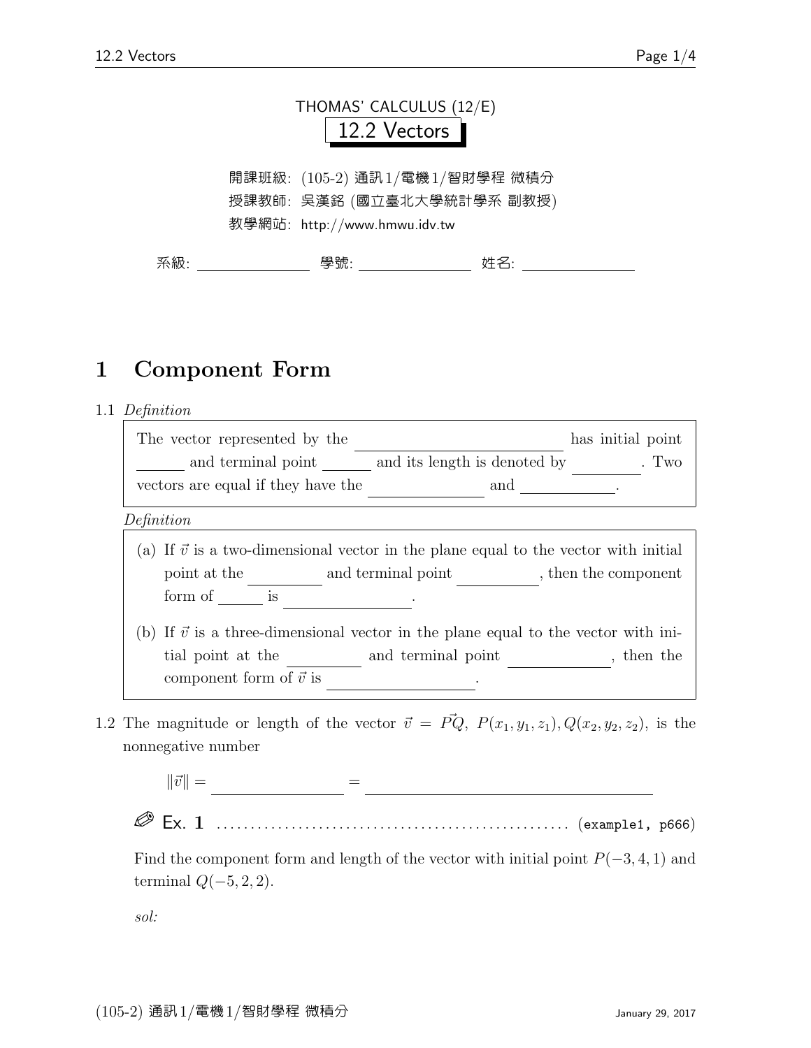THOMAS' CALCULUS (12/E)

# 12.2 Vectors

開課班級: (105-2) 通訊1/電機1/智財學程 微積分

授課教師: 吳漢銘 (國立臺北大學統計學系 副教授)

教學網站: http://www.hmwu.idv.tw

系級: ______________ 學號: ______________ 姓名: ______________

## 1 Component Form

1.1 *Definition*

> The vector represented by the ________________________ has initial point ______ and terminal point ______ and its length is denoted by ________. Two vectors are equal if they have the ______________ and ___________.

*Definition*

> (a) If $\vec{v}$ is a two-dimensional vector in the plane equal to the vector with initial point at the _________ and terminal point __________, then the component form of ______ is _______________.
>
> (b) If $\vec{v}$ is a three-dimensional vector in the plane equal to the vector with initial point at the _________ and terminal point ____________, then the component form of $\vec{v}$ is __________________.

1.2 The magnitude or length of the vector $\vec{v} = \vec{PQ},\ P(x_1, y_1, z_1), Q(x_2, y_2, z_2)$, is the nonnegative number

$$\|\vec{v}\| = \underline{\hspace{4cm}} = \underline{\hspace{8cm}}$$

✐ **Ex. 1** .................................................... (example1, p666)

Find the component form and length of the vector with initial point $P(-3, 4, 1)$ and terminal $Q(-5, 2, 2)$.

*sol:*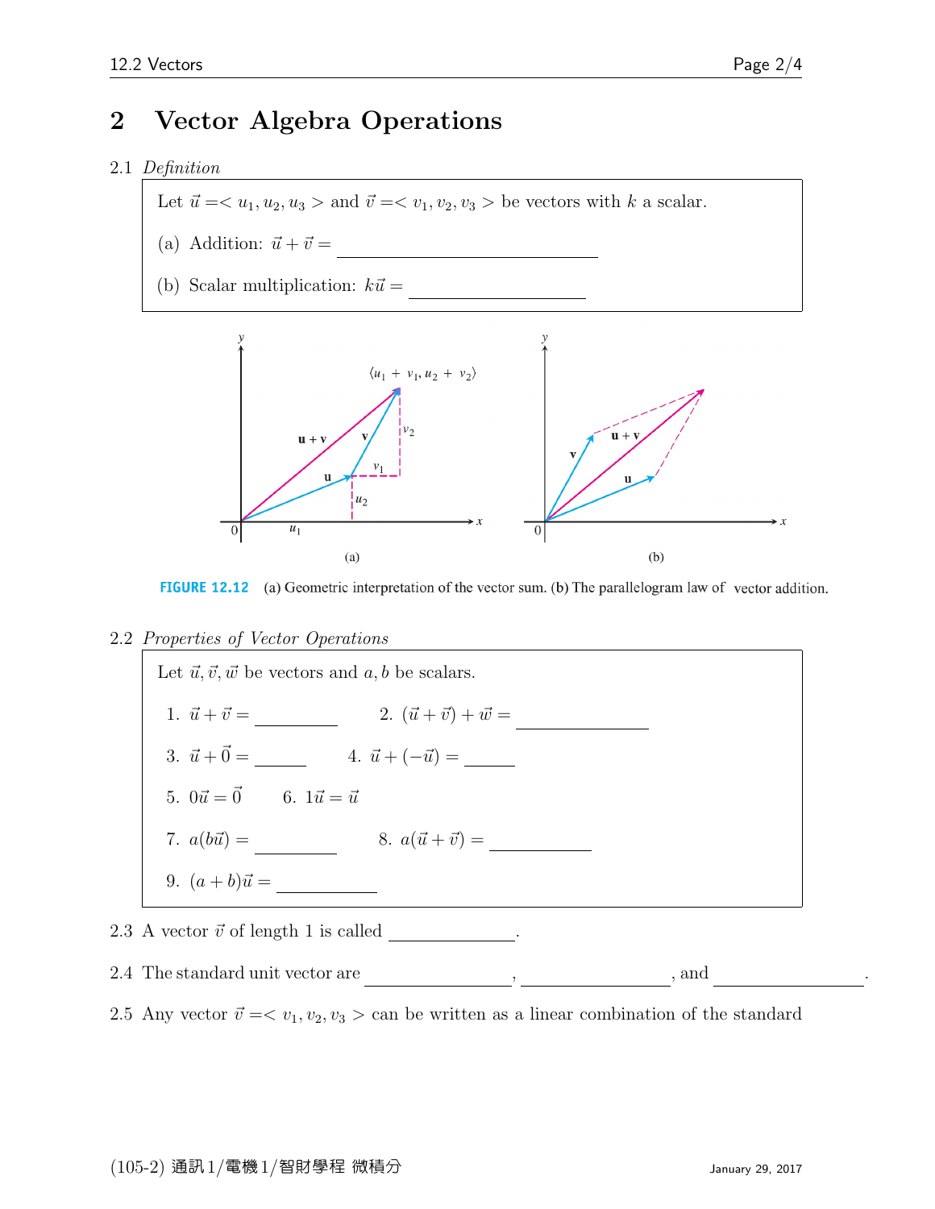# 2 Vector Algebra Operations

2.1 *Definition*

Let $\vec{u} =< u_1, u_2, u_3 >$ and $\vec{v} =< v_1, v_2, v_3 >$ be vectors with $k$ a scalar.

(a) Addition: $\vec{u} + \vec{v} =$ \_\_\_\_\_\_\_\_\_\_\_\_\_\_\_\_\_\_\_\_

(b) Scalar multiplication: $k\vec{u} =$ \_\_\_\_\_\_\_\_\_\_\_\_\_\_

**FIGURE 12.12** (a) Geometric interpretation of the vector sum. (b) The parallelogram law of vector addition.

2.2 *Properties of Vector Operations*

Let $\vec{u}, \vec{v}, \vec{w}$ be vectors and $a, b$ be scalars.

1. $\vec{u} + \vec{v} =$ \_\_\_\_\_\_\_\_ 2. $(\vec{u} + \vec{v}) + \vec{w} =$ \_\_\_\_\_\_\_\_\_\_
3. $\vec{u} + \vec{0} =$ \_\_\_\_ 4. $\vec{u} + (-\vec{u}) =$ \_\_\_\_
5. $0\vec{u} = \vec{0}$ 6. $1\vec{u} = \vec{u}$
7. $a(b\vec{u}) =$ \_\_\_\_\_\_\_ 8. $a(\vec{u} + \vec{v}) =$ \_\_\_\_\_\_\_\_
9. $(a + b)\vec{u} =$ \_\_\_\_\_\_\_\_

2.3 A vector $\vec{v}$ of length 1 is called \_\_\_\_\_\_\_\_\_\_.

2.4 The standard unit vector are \_\_\_\_\_\_\_\_\_\_\_\_, \_\_\_\_\_\_\_\_\_\_\_\_, and \_\_\_\_\_\_\_\_\_\_\_\_.

2.5 Any vector $\vec{v} =< v_1, v_2, v_3 >$ can be written as a linear combination of the standard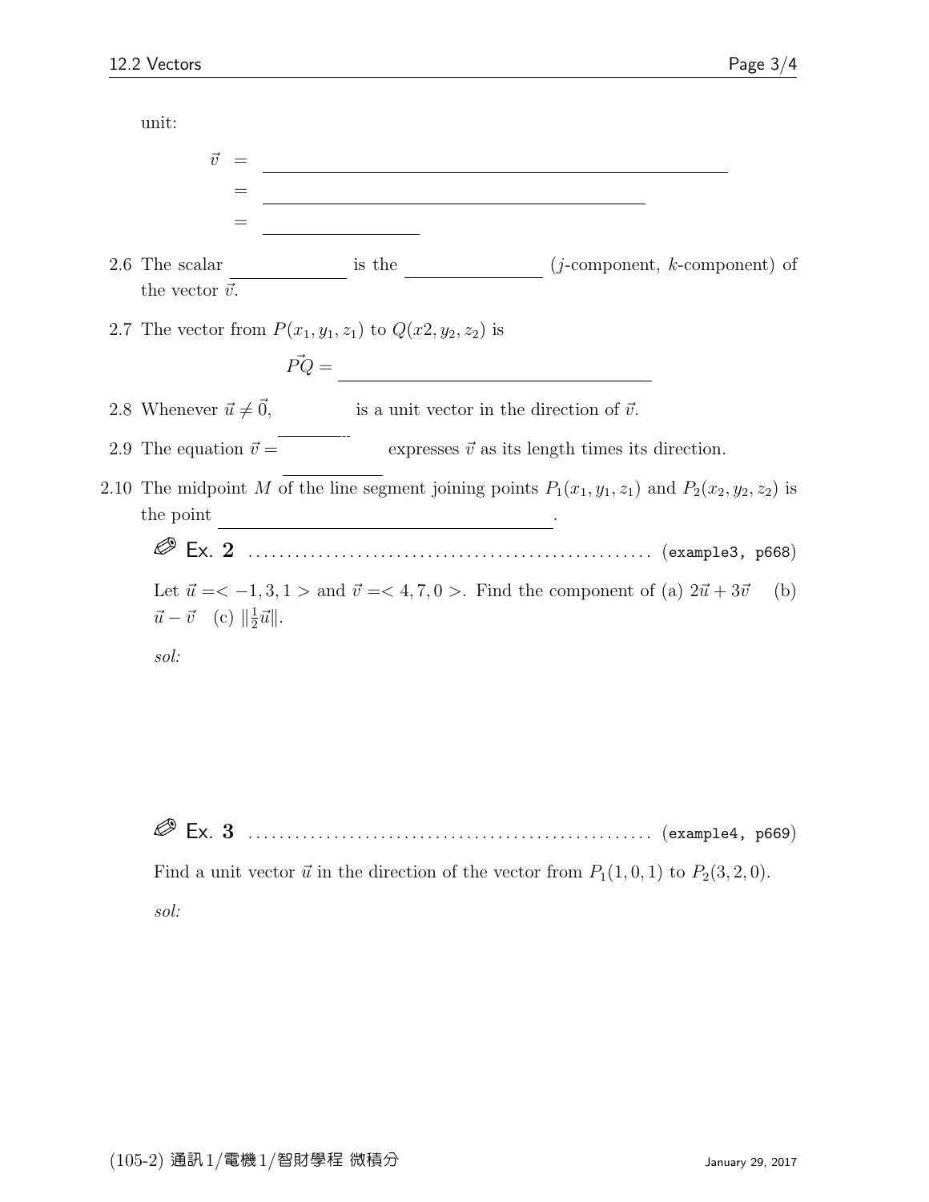unit:

$$\vec{v} = \underline{\hspace{6cm}}$$
$$= \underline{\hspace{5cm}}$$
$$= \underline{\hspace{2cm}}$$

2.6 The scalar ____________ is the ______________ ($j$-component, $k$-component) of the vector $\vec{v}$.

2.7 The vector from $P(x_1, y_1, z_1)$ to $Q(x2, y_2, z_2)$ is

$$\vec{PQ} = \underline{\hspace{5cm}}$$

2.8 Whenever $\vec{u} \neq \vec{0}$, ____________ is a unit vector in the direction of $\vec{v}$.

2.9 The equation $\vec{v} =$ ____________ expresses $\vec{v}$ as its length times its direction.

2.10 The midpoint $M$ of the line segment joining points $P_1(x_1, y_1, z_1)$ and $P_2(x_2, y_2, z_2)$ is the point ________________________________.

**Ex. 2** .................................................. (example3, p668)

Let $\vec{u} =< -1, 3, 1 >$ and $\vec{v} =< 4, 7, 0 >$. Find the component of (a) $2\vec{u} + 3\vec{v}$ (b) $\vec{u} - \vec{v}$ (c) $\|\frac{1}{2}\vec{u}\|$.

*sol:*

**Ex. 3** .................................................. (example4, p669)

Find a unit vector $\vec{u}$ in the direction of the vector from $P_1(1, 0, 1)$ to $P_2(3, 2, 0)$.

*sol:*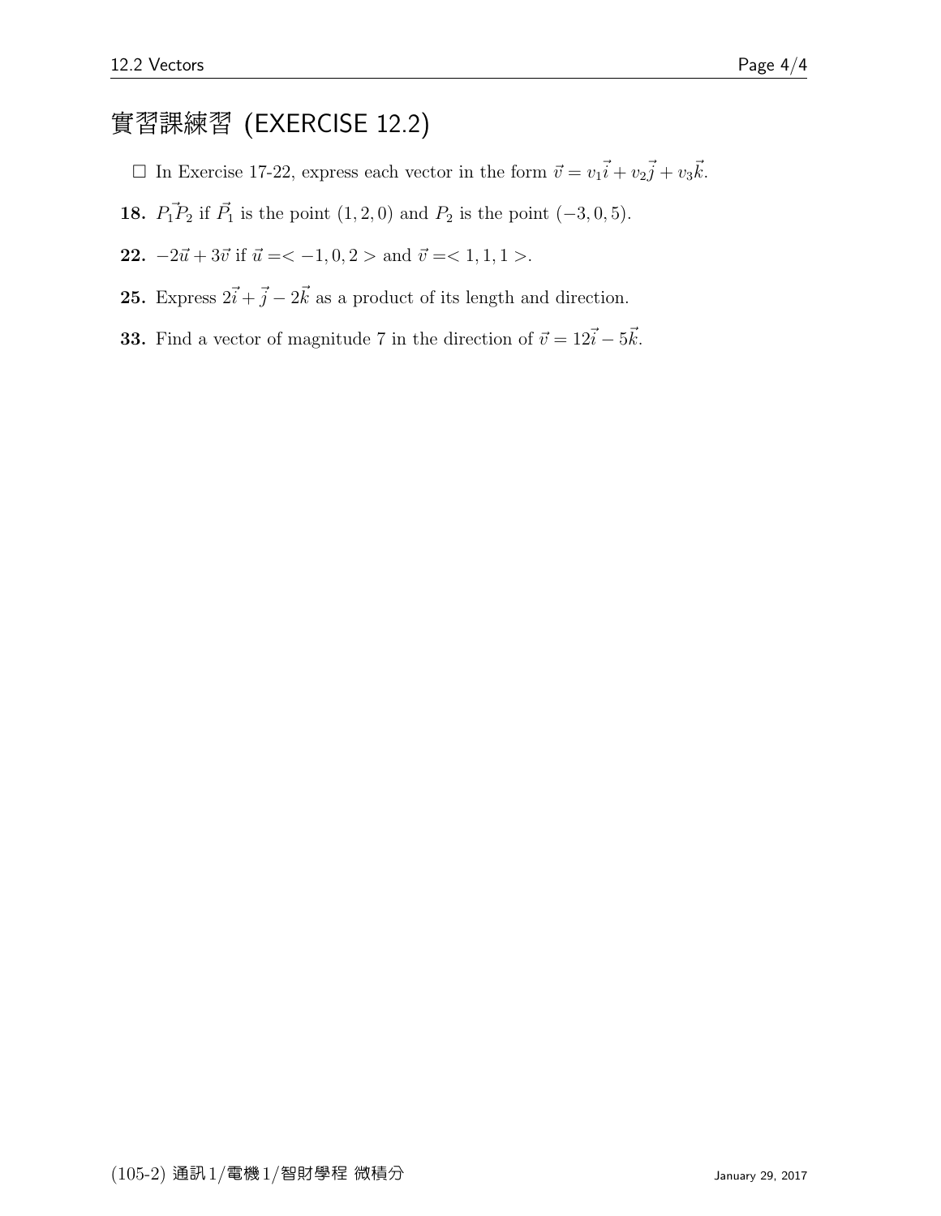## 實習課練習 (EXERCISE 12.2)

☐ In Exercise 17-22, express each vector in the form $\vec{v} = v_1\vec{i} + v_2\vec{j} + v_3\vec{k}$.

**18.** $P_1\vec{P}_2$ if $\vec{P}_1$ is the point $(1, 2, 0)$ and $P_2$ is the point $(-3, 0, 5)$.

**22.** $-2\vec{u} + 3\vec{v}$ if $\vec{u} =< -1, 0, 2 >$ and $\vec{v} =< 1, 1, 1 >$.

**25.** Express $2\vec{i} + \vec{j} - 2\vec{k}$ as a product of its length and direction.

**33.** Find a vector of magnitude 7 in the direction of $\vec{v} = 12\vec{i} - 5\vec{k}$.